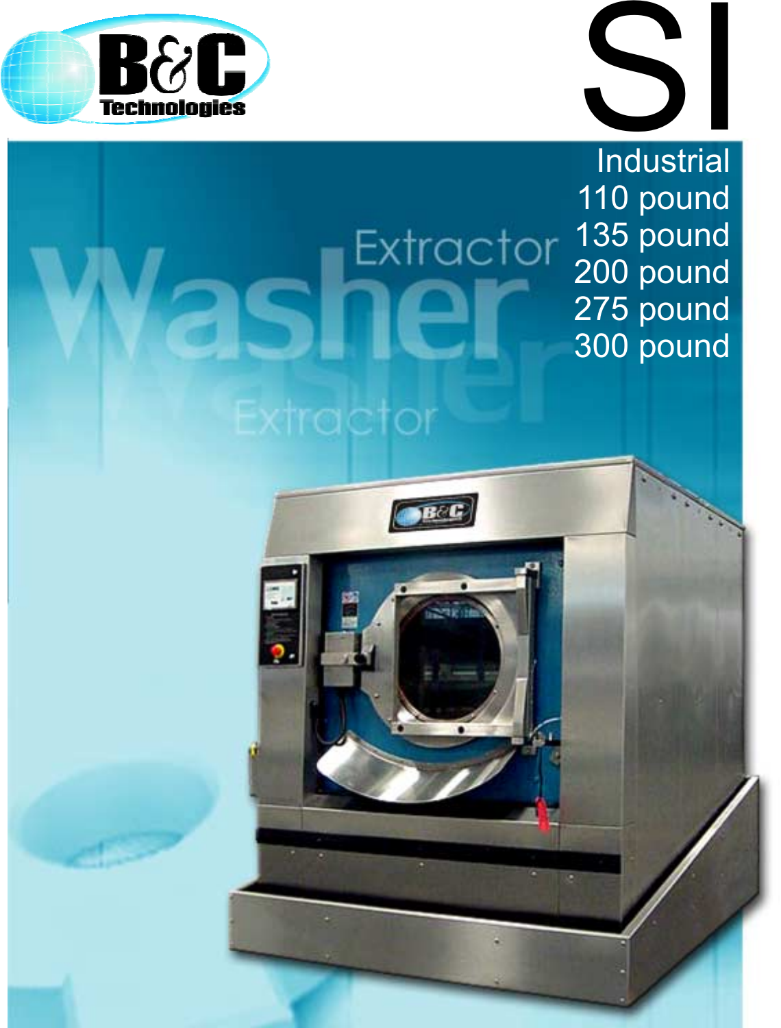B&C Technologies

# SI

Industrial
110 pound
135 pound
200 pound
275 pound
300 pound

## Washer Extractor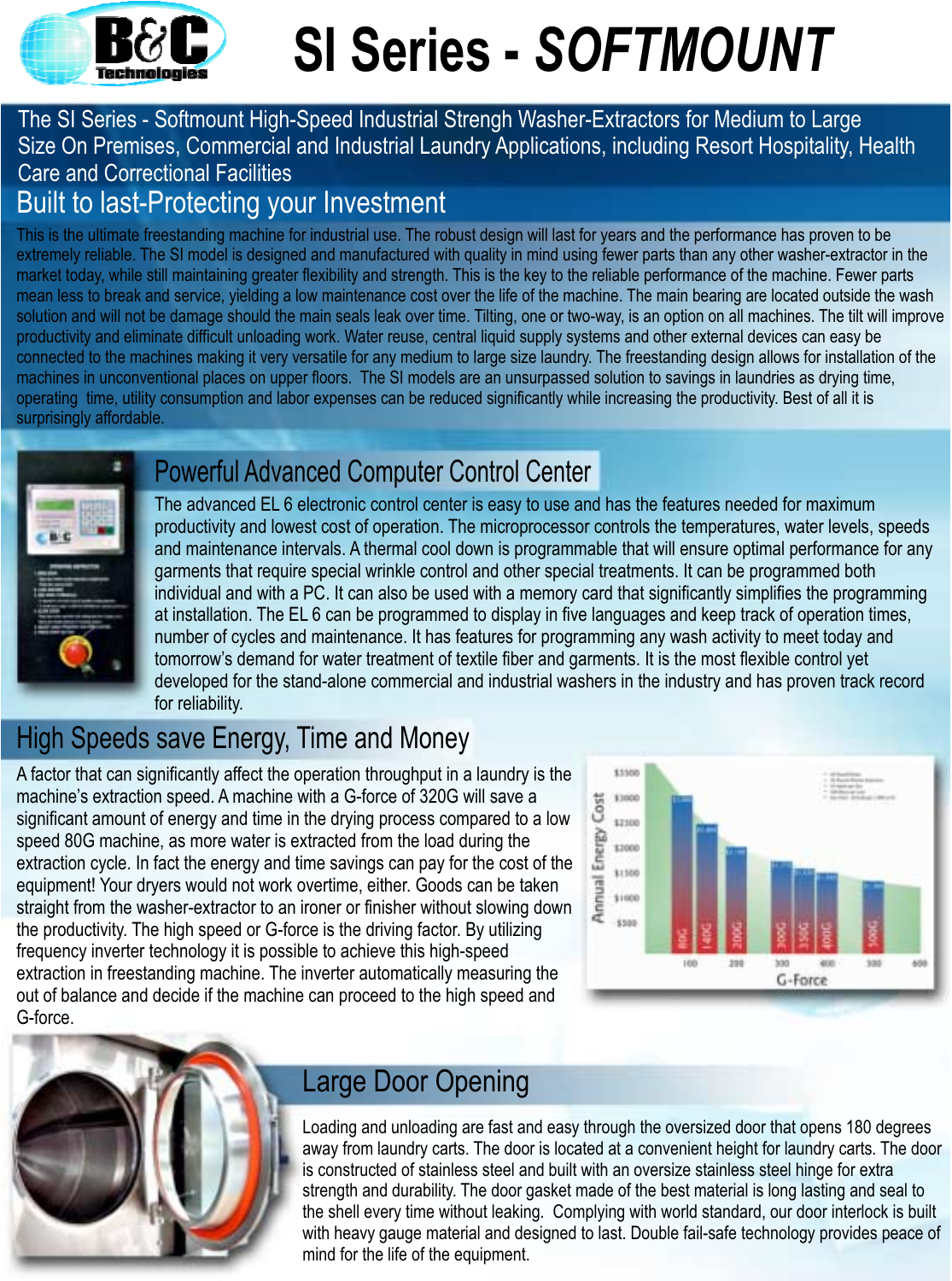# SI Series - *SOFTMOUNT*

The SI Series - Softmount High-Speed Industrial Strengh Washer-Extractors for Medium to Large Size On Premises, Commercial and Industrial Laundry Applications, including Resort Hospitality, Health Care and Correctional Facilities

## Built to last-Protecting your Investment

This is the ultimate freestanding machine for industrial use. The robust design will last for years and the performance has proven to be extremely reliable. The SI model is designed and manufactured with quality in mind using fewer parts than any other washer-extractor in the market today, while still maintaining greater flexibility and strength. This is the key to the reliable performance of the machine. Fewer parts mean less to break and service, yielding a low maintenance cost over the life of the machine. The main bearing are located outside the wash solution and will not be damage should the main seals leak over time. Tilting, one or two-way, is an option on all machines. The tilt will improve productivity and eliminate difficult unloading work. Water reuse, central liquid supply systems and other external devices can easy be connected to the machines making it very versatile for any medium to large size laundry. The freestanding design allows for installation of the machines in unconventional places on upper floors. The SI models are an unsurpassed solution to savings in laundries as drying time, operating time, utility consumption and labor expenses can be reduced significantly while increasing the productivity. Best of all it is surprisingly affordable.

## Powerful Advanced Computer Control Center

The advanced EL 6 electronic control center is easy to use and has the features needed for maximum productivity and lowest cost of operation. The microprocessor controls the temperatures, water levels, speeds and maintenance intervals. A thermal cool down is programmable that will ensure optimal performance for any garments that require special wrinkle control and other special treatments. It can be programmed both individual and with a PC. It can also be used with a memory card that significantly simplifies the programming at installation. The EL 6 can be programmed to display in five languages and keep track of operation times, number of cycles and maintenance. It has features for programming any wash activity to meet today and tomorrow's demand for water treatment of textile fiber and garments. It is the most flexible control yet developed for the stand-alone commercial and industrial washers in the industry and has proven track record for reliability.

## High Speeds save Energy, Time and Money

A factor that can significantly affect the operation throughput in a laundry is the machine's extraction speed. A machine with a G-force of 320G will save a significant amount of energy and time in the drying process compared to a low speed 80G machine, as more water is extracted from the load during the extraction cycle. In fact the energy and time savings can pay for the cost of the equipment! Your dryers would not work overtime, either. Goods can be taken straight from the washer-extractor to an ironer or finisher without slowing down the productivity. The high speed or G-force is the driving factor. By utilizing frequency inverter technology it is possible to achieve this high-speed extraction in freestanding machine. The inverter automatically measuring the out of balance and decide if the machine can proceed to the high speed and G-force.

## Large Door Opening

Loading and unloading are fast and easy through the oversized door that opens 180 degrees away from laundry carts. The door is located at a convenient height for laundry carts. The door is constructed of stainless steel and built with an oversize stainless steel hinge for extra strength and durability. The door gasket made of the best material is long lasting and seal to the shell every time without leaking. Complying with world standard, our door interlock is built with heavy gauge material and designed to last. Double fail-safe technology provides peace of mind for the life of the equipment.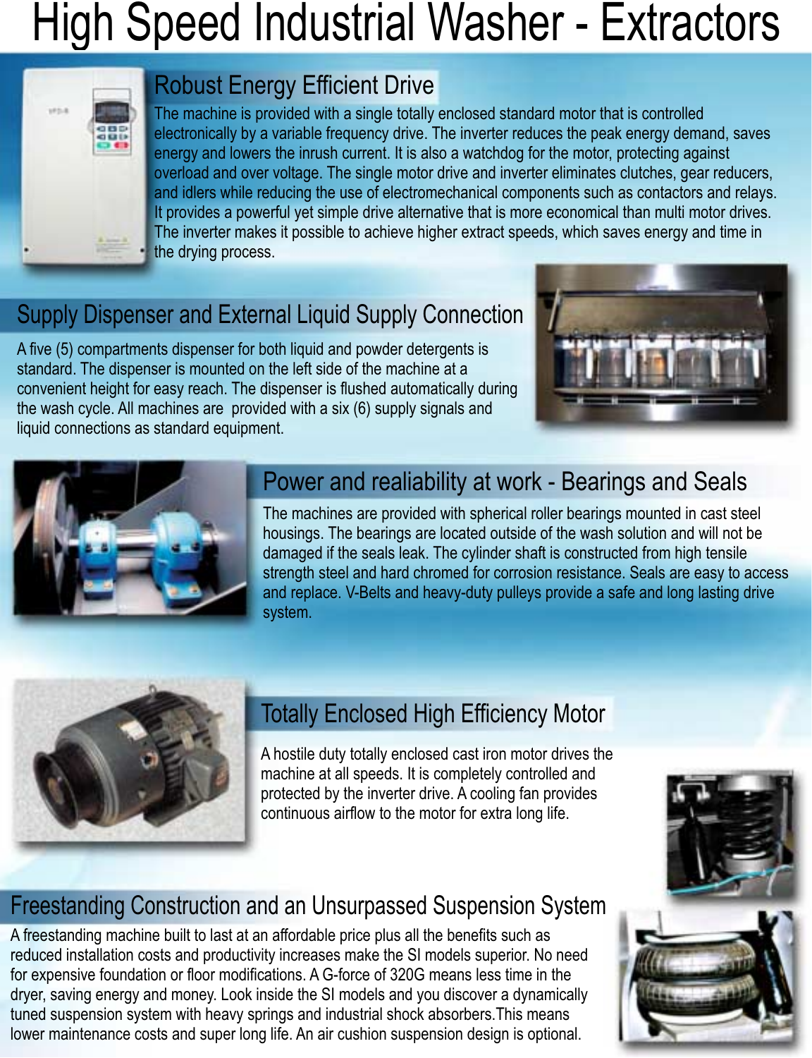# High Speed Industrial Washer - Extractors

## Robust Energy Efficient Drive

The machine is provided with a single totally enclosed standard motor that is controlled electronically by a variable frequency drive. The inverter reduces the peak energy demand, saves energy and lowers the inrush current. It is also a watchdog for the motor, protecting against overload and over voltage. The single motor drive and inverter eliminates clutches, gear reducers, and idlers while reducing the use of electromechanical components such as contactors and relays. It provides a powerful yet simple drive alternative that is more economical than multi motor drives. The inverter makes it possible to achieve higher extract speeds, which saves energy and time in the drying process.

## Supply Dispenser and External Liquid Supply Connection

A five (5) compartments dispenser for both liquid and powder detergents is standard. The dispenser is mounted on the left side of the machine at a convenient height for easy reach. The dispenser is flushed automatically during the wash cycle. All machines are provided with a six (6) supply signals and liquid connections as standard equipment.

## Power and realiability at work - Bearings and Seals

The machines are provided with spherical roller bearings mounted in cast steel housings. The bearings are located outside of the wash solution and will not be damaged if the seals leak. The cylinder shaft is constructed from high tensile strength steel and hard chromed for corrosion resistance. Seals are easy to access and replace. V-Belts and heavy-duty pulleys provide a safe and long lasting drive system.

## Totally Enclosed High Efficiency Motor

A hostile duty totally enclosed cast iron motor drives the machine at all speeds. It is completely controlled and protected by the inverter drive. A cooling fan provides continuous airflow to the motor for extra long life.

## Freestanding Construction and an Unsurpassed Suspension System

A freestanding machine built to last at an affordable price plus all the benefits such as reduced installation costs and productivity increases make the SI models superior. No need for expensive foundation or floor modifications. A G-force of 320G means less time in the dryer, saving energy and money. Look inside the SI models and you discover a dynamically tuned suspension system with heavy springs and industrial shock absorbers.This means lower maintenance costs and super long life. An air cushion suspension design is optional.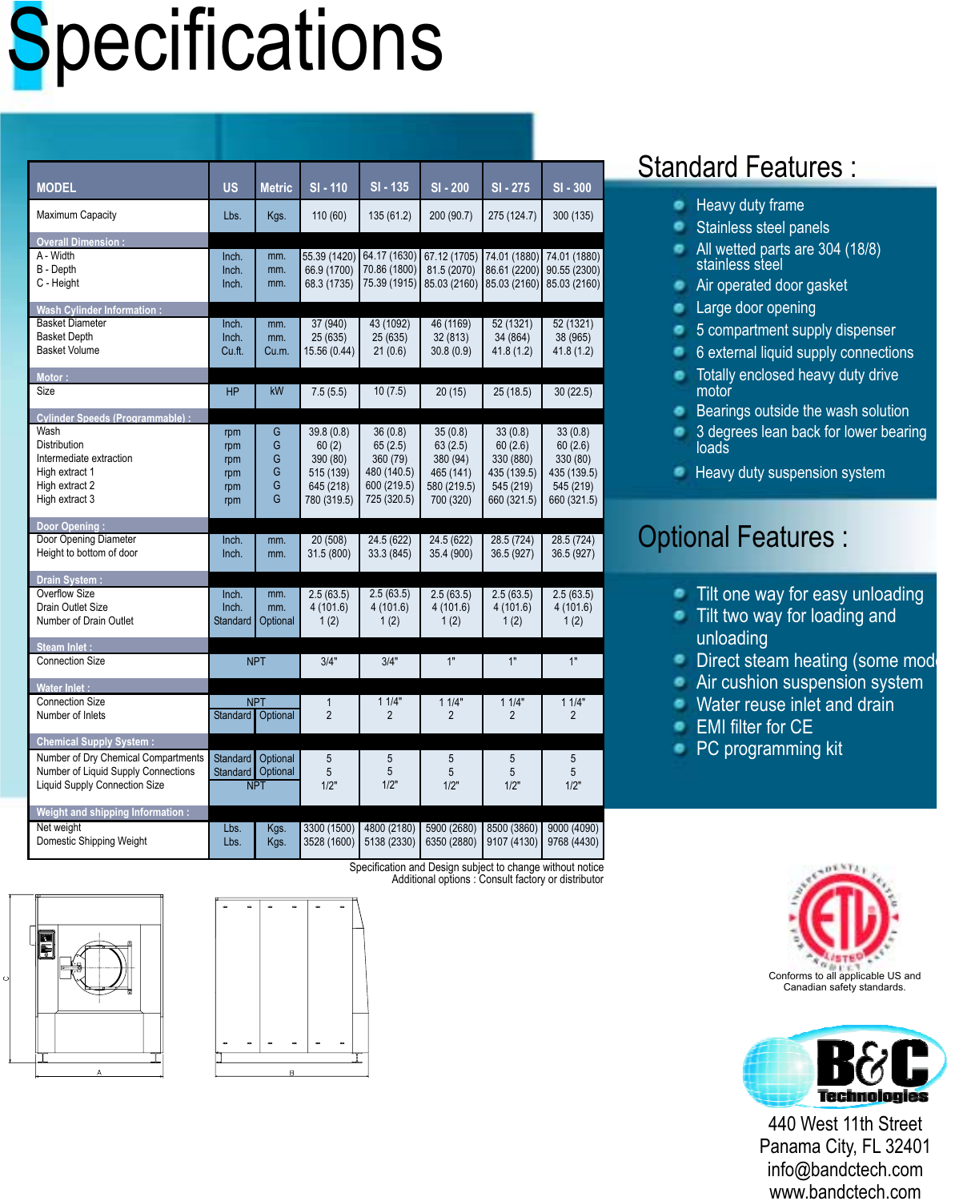# Specifications

| MODEL | US | Metric | SI - 110 | SI - 135 | SI - 200 | SI - 275 | SI - 300 |
|---|---|---|---|---|---|---|---|
| Maximum Capacity | Lbs. | Kgs. | 110 (60) | 135 (61.2) | 200 (90.7) | 275 (124.7) | 300 (135) |
| **Overall Dimension :** | | | | | | | |
| A - Width | Inch. | mm. | 55.39 (1420) | 64.17 (1630) | 67.12 (1705) | 74.01 (1880) | 74.01 (1880) |
| B - Depth | Inch. | mm. | 66.9 (1700) | 70.86 (1800) | 81.5 (2070) | 86.61 (2200) | 90.55 (2300) |
| C - Height | Inch. | mm. | 68.3 (1735) | 75.39 (1915) | 85.03 (2160) | 85.03 (2160) | 85.03 (2160) |
| **Wash Cylinder Information :** | | | | | | | |
| Basket Diameter | Inch. | mm. | 37 (940) | 43 (1092) | 46 (1169) | 52 (1321) | 52 (1321) |
| Basket Depth | Inch. | mm. | 25 (635) | 25 (635) | 32 (813) | 34 (864) | 38 (965) |
| Basket Volume | Cu.ft. | Cu.m. | 15.56 (0.44) | 21 (0.6) | 30.8 (0.9) | 41.8 (1.2) | 41.8 (1.2) |
| **Motor :** | | | | | | | |
| Size | HP | kW | 7.5 (5.5) | 10 (7.5) | 20 (15) | 25 (18.5) | 30 (22.5) |
| **Cylinder Speeds (Programmable) :** | | | | | | | |
| Wash | rpm | G | 39.8 (0.8) | 36 (0.8) | 35 (0.8) | 33 (0.8) | 33 (0.8) |
| Distribution | rpm | G | 60 (2) | 65 (2.5) | 63 (2.5) | 60 (2.6) | 60 (2.6) |
| Intermediate extraction | rpm | G | 390 (80) | 360 (79) | 380 (94) | 330 (880) | 330 (80) |
| High extract 1 | rpm | G | 515 (139) | 480 (140.5) | 465 (141) | 435 (139.5) | 435 (139.5) |
| High extract 2 | rpm | G | 645 (218) | 600 (219.5) | 580 (219.5) | 545 (219) | 545 (219) |
| High extract 3 | rpm | G | 780 (319.5) | 725 (320.5) | 700 (320) | 660 (321.5) | 660 (321.5) |
| **Door Opening :** | | | | | | | |
| Door Opening Diameter | Inch. | mm. | 20 (508) | 24.5 (622) | 24.5 (622) | 28.5 (724) | 28.5 (724) |
| Height to bottom of door | Inch. | mm. | 31.5 (800) | 33.3 (845) | 35.4 (900) | 36.5 (927) | 36.5 (927) |
| **Drain System :** | | | | | | | |
| Overflow Size | Inch. | mm. | 2.5 (63.5) | 2.5 (63.5) | 2.5 (63.5) | 2.5 (63.5) | 2.5 (63.5) |
| Drain Outlet Size | Inch. | mm. | 4 (101.6) | 4 (101.6) | 4 (101.6) | 4 (101.6) | 4 (101.6) |
| Number of Drain Outlet | Standard | Optional | 1 (2) | 1 (2) | 1 (2) | 1 (2) | 1 (2) |
| **Steam Inlet :** | | | | | | | |
| Connection Size | NPT | | 3/4" | 3/4" | 1" | 1" | 1" |
| **Water Inlet :** | | | | | | | |
| Connection Size | NPT | | 1 | 1 1/4" | 1 1/4" | 1 1/4" | 1 1/4" |
| Number of Inlets | Standard | Optional | 2 | 2 | 2 | 2 | 2 |
| **Chemical Supply System :** | | | | | | | |
| Number of Dry Chemical Compartments | Standard | Optional | 5 | 5 | 5 | 5 | 5 |
| Number of Liquid Supply Connections | Standard | Optional | 5 | 5 | 5 | 5 | 5 |
| Liquid Supply Connection Size | NPT | | 1/2" | 1/2" | 1/2" | 1/2" | 1/2" |
| **Weight and shipping Information :** | | | | | | | |
| Net weight | Lbs. | Kgs. | 3300 (1500) | 4800 (2180) | 5900 (2680) | 8500 (3860) | 9000 (4090) |
| Domestic Shipping Weight | Lbs. | Kgs. | 3528 (1600) | 5138 (2330) | 6350 (2880) | 9107 (4130) | 9768 (4430) |

Specification and Design subject to change without notice
Additional options : Consult factory or distributor

C

A

B

## Standard Features :

- Heavy duty frame
- Stainless steel panels
- All wetted parts are 304 (18/8) stainless steel
- Air operated door gasket
- Large door opening
- 5 compartment supply dispenser
- 6 external liquid supply connections
- Totally enclosed heavy duty drive motor
- Bearings outside the wash solution
- 3 degrees lean back for lower bearing loads
- Heavy duty suspension system

## Optional Features :

- Tilt one way for easy unloading
- Tilt two way for loading and unloading
- Direct steam heating (some mod
- Air cushion suspension system
- Water reuse inlet and drain
- EMI filter for CE
- PC programming kit

Conforms to all applicable US and Canadian safety standards.

B&C Technologies

440 West 11th Street
Panama City, FL 32401
info@bandctech.com
www.bandctech.com